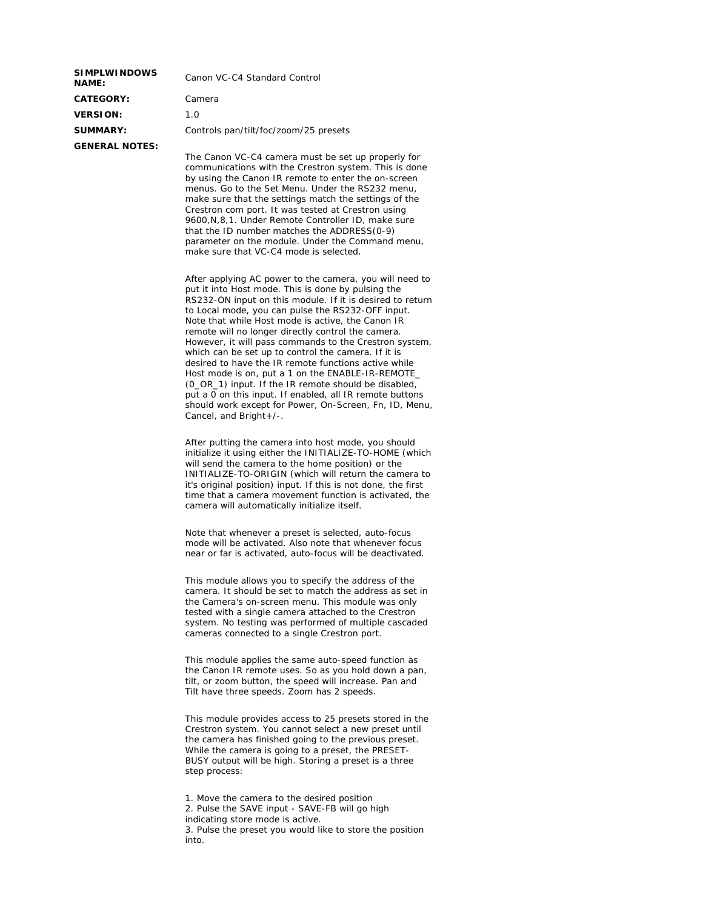**SIMPLWINDOWS NAME:** Canon VC-C4 Standard Control

**CATEGORY:** Camera

**VERSION:** 1.0

**SUMMARY:** Controls pan/tilt/foc/zoom/25 presets

**GENERAL NOTES:**

The Canon VC-C4 camera must be set up properly for communications with the Crestron system. This is done by using the Canon IR remote to enter the on-screen menus. Go to the Set Menu. Under the RS232 menu, make sure that the settings match the settings of the Crestron com port. It was tested at Crestron using 9600,N,8,1. Under Remote Controller ID, make sure that the ID number matches the ADDRESS(0-9) parameter on the module. Under the Command menu, make sure that VC-C4 mode is selected.

After applying AC power to the camera, you will need to put it into Host mode. This is done by pulsing the RS232-ON input on this module. If it is desired to return to Local mode, you can pulse the RS232-OFF input. Note that while Host mode is active, the Canon IR remote will no longer directly control the camera. However, it will pass commands to the Crestron system, which can be set up to control the camera. If it is desired to have the IR remote functions active while Host mode is on, put a 1 on the ENABLE-IR-REMOTE_(0_OR_1) input. If the IR remote should be disabled, put a 0 on this input. If enabled, all IR remote buttons should work except for Power, On-Screen, Fn, ID, Menu, Cancel, and Bright+/-.

After putting the camera into host mode, you should initialize it using either the INITIALIZE-TO-HOME (which will send the camera to the home position) or the INITIALIZE-TO-ORIGIN (which will return the camera to it's original position) input. If this is not done, the first time that a camera movement function is activated, the camera will automatically initialize itself.

Note that whenever a preset is selected, auto-focus mode will be activated. Also note that whenever focus near or far is activated, auto-focus will be deactivated.

This module allows you to specify the address of the camera. It should be set to match the address as set in the Camera's on-screen menu. This module was only tested with a single camera attached to the Crestron system. No testing was performed of multiple cascaded cameras connected to a single Crestron port.

This module applies the same auto-speed function as the Canon IR remote uses. So as you hold down a pan, tilt, or zoom button, the speed will increase. Pan and Tilt have three speeds. Zoom has 2 speeds.

This module provides access to 25 presets stored in the Crestron system. You cannot select a new preset until the camera has finished going to the previous preset. While the camera is going to a preset, the PRESET-BUSY output will be high. Storing a preset is a three step process:

1. Move the camera to the desired position
2. Pulse the SAVE input - SAVE-FB will go high indicating store mode is active.
3. Pulse the preset you would like to store the position into.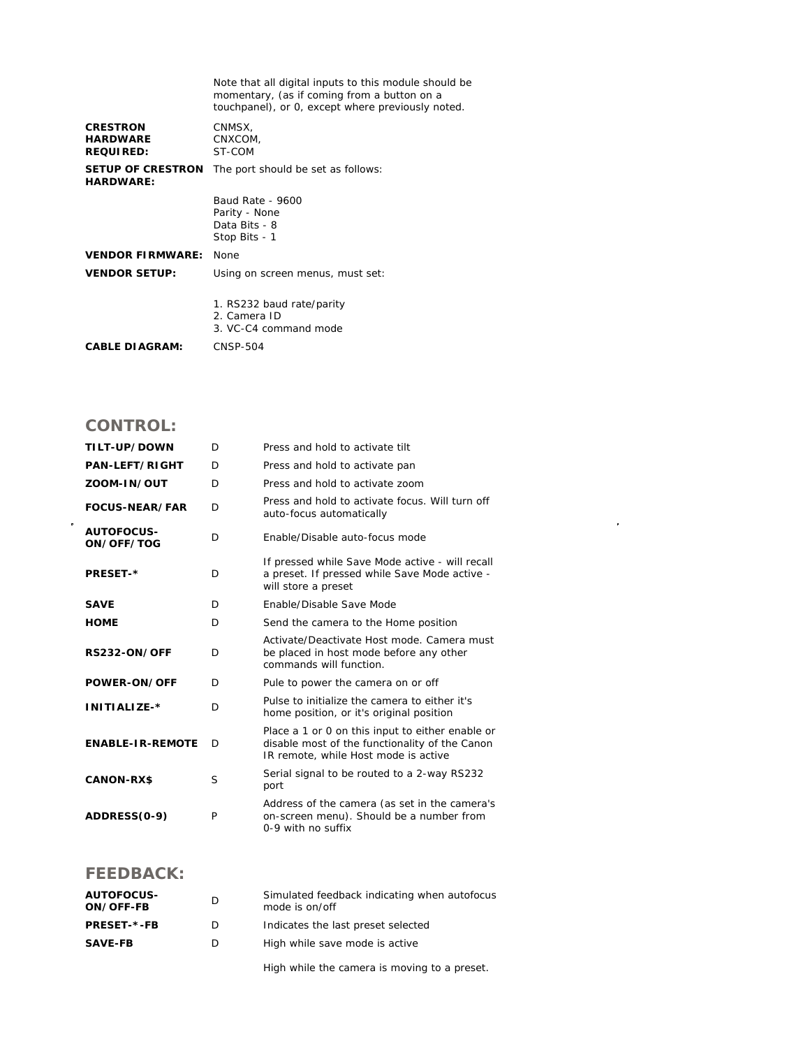|  |  |
|---|---|
|  | Note that all digital inputs to this module should be momentary, (as if coming from a button on a touchpanel), or 0, except where previously noted. |
| **CRESTRON HARDWARE REQUIRED:** | CNMSX,<br>CNXCOM,<br>ST-COM |
| **SETUP OF CRESTRON HARDWARE:** | The port should be set as follows:<br><br>Baud Rate - 9600<br>Parity - None<br>Data Bits - 8<br>Stop Bits - 1 |
| **VENDOR FIRMWARE:** | None |
| **VENDOR SETUP:** | Using on screen menus, must set:<br><br>1. RS232 baud rate/parity<br>2. Camera ID<br>3. VC-C4 command mode |
| **CABLE DIAGRAM:** | CNSP-504 |

## CONTROL:

|  |  |  |
|---|---|---|
| **TILT-UP/DOWN** | D | Press and hold to activate tilt |
| **PAN-LEFT/RIGHT** | D | Press and hold to activate pan |
| **ZOOM-IN/OUT** | D | Press and hold to activate zoom |
| **FOCUS-NEAR/FAR** | D | Press and hold to activate focus. Will turn off auto-focus automatically |
| **AUTOFOCUS-ON/OFF/TOG** | D | Enable/Disable auto-focus mode |
| **PRESET-*** | D | If pressed while Save Mode active - will recall a preset. If pressed while Save Mode active - will store a preset |
| **SAVE** | D | Enable/Disable Save Mode |
| **HOME** | D | Send the camera to the Home position |
| **RS232-ON/OFF** | D | Activate/Deactivate Host mode. Camera must be placed in host mode before any other commands will function. |
| **POWER-ON/OFF** | D | Pule to power the camera on or off |
| **INITIALIZE-*** | D | Pulse to initialize the camera to either it's home position, or it's original position |
| **ENABLE-IR-REMOTE** | D | Place a 1 or 0 on this input to either enable or disable most of the functionality of the Canon IR remote, while Host mode is active |
| **CANON-RX$** | S | Serial signal to be routed to a 2-way RS232 port |
| **ADDRESS(0-9)** | P | Address of the camera (as set in the camera's on-screen menu). Should be a number from 0-9 with no suffix |

## FEEDBACK:

|  |  |  |
|---|---|---|
| **AUTOFOCUS-ON/OFF-FB** | D | Simulated feedback indicating when autofocus mode is on/off |
| **PRESET-*-FB** | D | Indicates the last preset selected |
| **SAVE-FB** | D | High while save mode is active |
|  |  | High while the camera is moving to a preset. |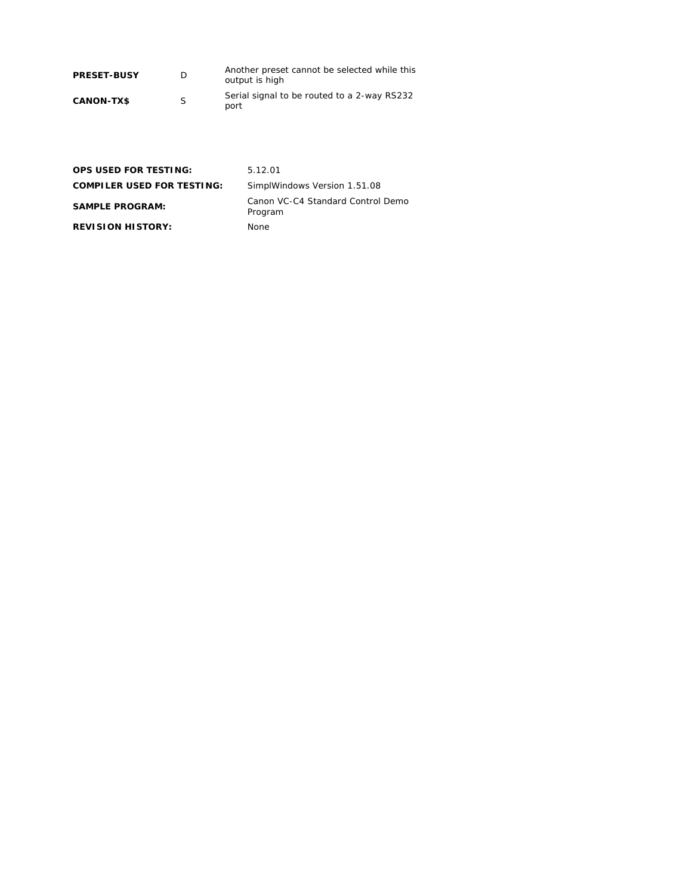| | | |
|---|---|---|
| **PRESET-BUSY** | D | Another preset cannot be selected while this output is high |
| **CANON-TX$** | S | Serial signal to be routed to a 2-way RS232 port |

| | |
|---|---|
| **OPS USED FOR TESTING:** | 5.12.01 |
| **COMPILER USED FOR TESTING:** | SimplWindows Version 1.51.08 |
| **SAMPLE PROGRAM:** | Canon VC-C4 Standard Control Demo Program |
| **REVISION HISTORY:** | None |